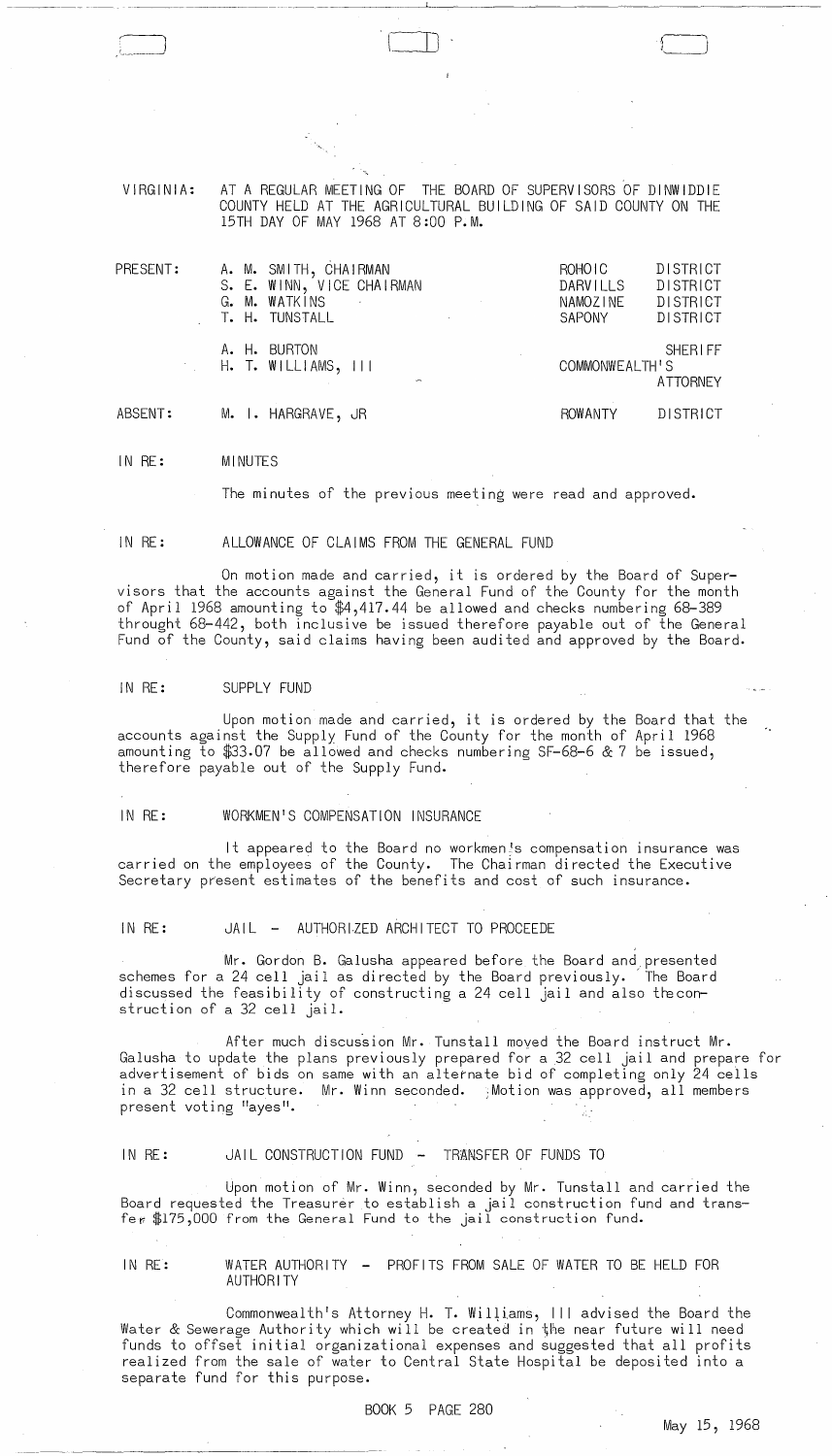VIRGINIA: AT A REGULAR MEETING OF THE BOARD OF SUPERVISORS OF DINWIDDIE COUNTY HELD AT THE AGRICULTURAL BUILDING OF SAID COUNTY ON THE 15TH DAY OF MAY 1968 AT 8:00 P.M.

| | | | |
|---|---|---|---|
| PRESENT: | A. M. SMITH, CHAIRMAN | ROHOIC | DISTRICT |
| | S. E. WINN, VICE CHAIRMAN | DARVILLS | DISTRICT |
| | G. M. WATKINS | NAMOZINE | DISTRICT |
| | T. H. TUNSTALL | SAPONY | DISTRICT |
| | A. H. BURTON | | SHERIFF |
| | H. T. WILLIAMS, III | COMMONWEALTH'S | ATTORNEY |
| ABSENT: | M. I. HARGRAVE, JR | ROWANTY | DISTRICT |

IN RE: MINUTES

The minutes of the previous meeting were read and approved.

IN RE: ALLOWANCE OF CLAIMS FROM THE GENERAL FUND

On motion made and carried, it is ordered by the Board of Supervisors that the accounts against the General Fund of the County for the month of April 1968 amounting to $4,417.44 be allowed and checks numbering 68-389 throught 68-442, both inclusive be issued therefore payable out of the General Fund of the County, said claims having been audited and approved by the Board.

IN RE: SUPPLY FUND

Upon motion made and carried, it is ordered by the Board that the accounts against the Supply Fund of the County for the month of April 1968 amounting to $33.07 be allowed and checks numbering SF-68-6 & 7 be issued, therefore payable out of the Supply Fund.

IN RE: WORKMEN'S COMPENSATION INSURANCE

It appeared to the Board no workmen's compensation insurance was carried on the employees of the County. The Chairman directed the Executive Secretary present estimates of the benefits and cost of such insurance.

IN RE: JAIL - AUTHORIZED ARCHITECT TO PROCEEDE

Mr. Gordon B. Galusha appeared before the Board and presented schemes for a 24 cell jail as directed by the Board previously. The Board discussed the feasibility of constructing a 24 cell jail and also the construction of a 32 cell jail.

After much discussion Mr. Tunstall moved the Board instruct Mr. Galusha to update the plans previously prepared for a 32 cell jail and prepare for advertisement of bids on same with an alternate bid of completing only 24 cells in a 32 cell structure. Mr. Winn seconded. Motion was approved, all members present voting "ayes".

IN RE: JAIL CONSTRUCTION FUND - TRANSFER OF FUNDS TO

Upon motion of Mr. Winn, seconded by Mr. Tunstall and carried the Board requested the Treasurer to establish a jail construction fund and transfer $175,000 from the General Fund to the jail construction fund.

IN RE: WATER AUTHORITY - PROFITS FROM SALE OF WATER TO BE HELD FOR AUTHORITY

Commonwealth's Attorney H. T. Williams, III advised the Board the Water & Sewerage Authority which will be created in the near future will need funds to offset initial organizational expenses and suggested that all profits realized from the sale of water to Central State Hospital be deposited into a separate fund for this purpose.

BOOK 5 PAGE 280

May 15, 1968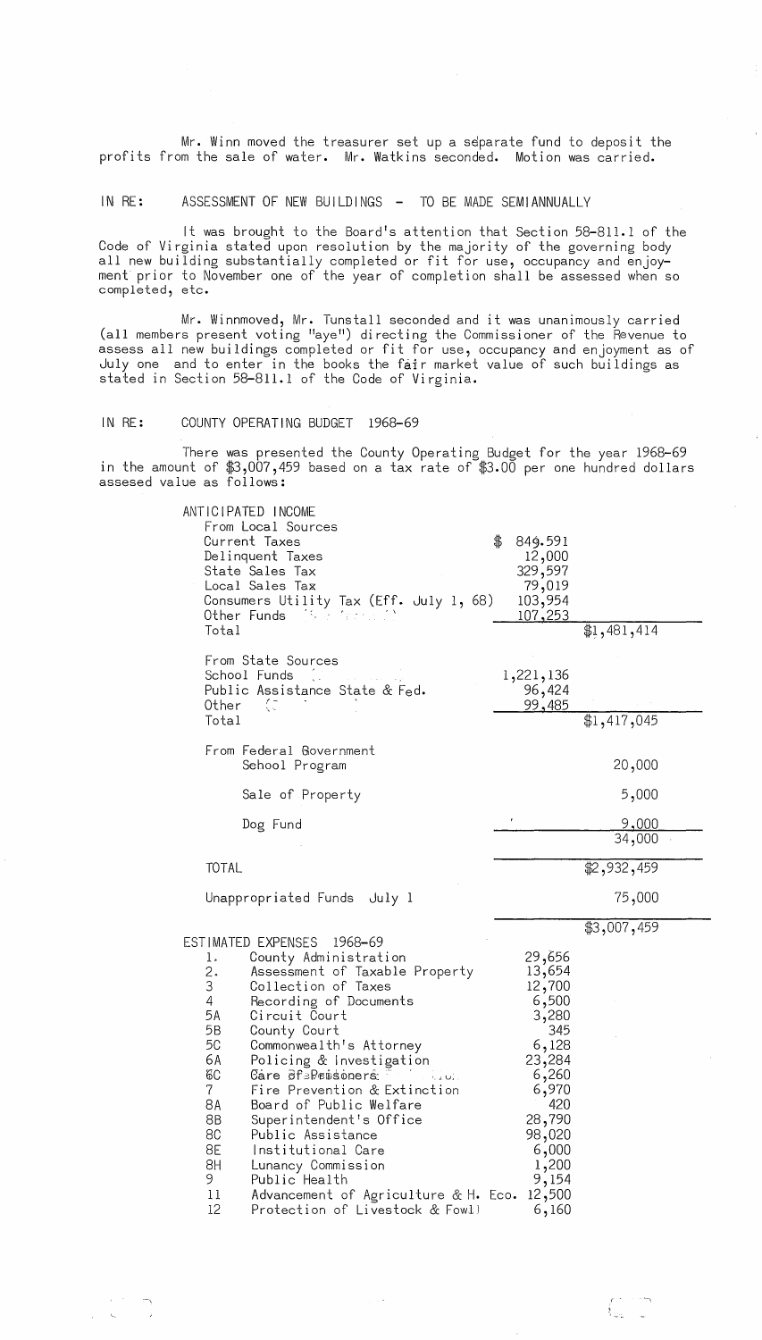Mr. Winn moved the treasurer set up a separate fund to deposit the profits from the sale of water. Mr. Watkins seconded. Motion was carried.

IN RE: ASSESSMENT OF NEW BUILDINGS - TO BE MADE SEMIANNUALLY

It was brought to the Board's attention that Section 58-811.1 of the Code of Virginia stated upon resolution by the majority of the governing body all new building substantially completed or fit for use, occupancy and enjoyment prior to November one of the year of completion shall be assessed when so completed, etc.

Mr. Winnmoved, Mr. Tunstall seconded and it was unanimously carried (all members present voting "aye") directing the Commissioner of the Revenue to assess all new buildings completed or fit for use, occupancy and enjoyment as of July one and to enter in the books the fair market value of such buildings as stated in Section 58-811.1 of the Code of Virginia.

IN RE: COUNTY OPERATING BUDGET 1968-69

There was presented the County Operating Budget for the year 1968-69 in the amount of $3,007,459 based on a tax rate of $3.00 per one hundred dollars assesed value as follows:

| ANTICIPATED INCOME | | |
|---|---|---|
| From Local Sources | | |
| Current Taxes | $ 849.591 | |
| Delinquent Taxes | 12,000 | |
| State Sales Tax | 329,597 | |
| Local Sales Tax | 79,019 | |
| Consumers Utility Tax (Eff. July 1, 68) | 103,954 | |
| Other Funds | 107,253 | |
| Total | | $1,481,414 |
| From State Sources | | |
| School Funds | 1,221,136 | |
| Public Assistance State & Fed. | 96,424 | |
| Other | 99,485 | |
| Total | | $1,417,045 |
| From Federal Government | | |
| School Program | | 20,000 |
| Sale of Property | | 5,000 |
| Dog Fund | | 9,000 |
| | | 34,000 |
| TOTAL | | $2,932,459 |
| Unappropriated Funds July 1 | | 75,000 |
| | | $3,007,459 |

ESTIMATED EXPENSES 1968-69

| | | |
|---|---|---|
| 1. | County Administration | 29,656 |
| 2. | Assessment of Taxable Property | 13,654 |
| 3 | Collection of Taxes | 12,700 |
| 4 | Recording of Documents | 6,500 |
| 5A | Circuit Court | 3,280 |
| 5B | County Court | 345 |
| 5C | Commonwealth's Attorney | 6,128 |
| 6A | Policing & Investigation | 23,284 |
| 6C | Care of Prisoners | 6,260 |
| 7 | Fire Prevention & Extinction | 6,970 |
| 8A | Board of Public Welfare | 420 |
| 8B | Superintendent's Office | 28,790 |
| 8C | Public Assistance | 98,020 |
| 8E | Institutional Care | 6,000 |
| 8H | Lunancy Commission | 1,200 |
| 9 | Public Health | 9,154 |
| 11 | Advancement of Agriculture & H. Eco. | 12,500 |
| 12 | Protection of Livestock & Fowl | 6,160 |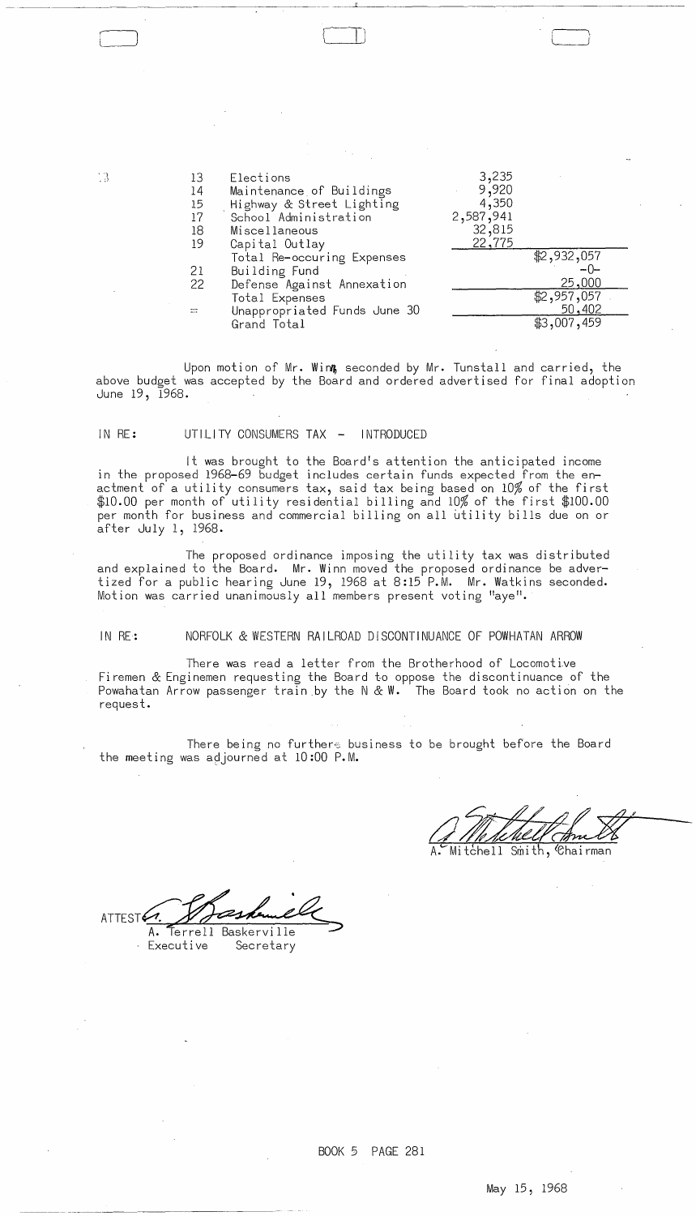| | | | |
|---|---|---|---|
| 13 | Elections | 3,235 | |
| 14 | Maintenance of Buildings | 9,920 | |
| 15 | Highway & Street Lighting | 4,350 | |
| 17 | School Administration | 2,587,941 | |
| 18 | Miscellaneous | 32,815 | |
| 19 | Capital Outlay | 22,775 | |
| | Total Re-occuring Expenses | | $2,932,057 |
| 21 | Building Fund | | -0- |
| 22 | Defense Against Annexation | | 25,000 |
| | Total Expenses | | $2,957,057 |
| | Unappropriated Funds June 30 | | 50,402 |
| | Grand Total | | $3,007,459 |

Upon motion of Mr. Winn seconded by Mr. Tunstall and carried, the above budget was accepted by the Board and ordered advertised for final adoption June 19, 1968.

IN RE: UTILITY CONSUMERS TAX - INTRODUCED

It was brought to the Board's attention the anticipated income in the proposed 1968-69 budget includes certain funds expected from the enactment of a utility consumers tax, said tax being based on 10% of the first $10.00 per month of utility residential billing and 10% of the first $100.00 per month for business and commercial billing on all utility bills due on or after July 1, 1968.

The proposed ordinance imposing the utility tax was distributed and explained to the Board. Mr. Winn moved the proposed ordinance be advertized for a public hearing June 19, 1968 at 8:15 P.M. Mr. Watkins seconded. Motion was carried unanimously all members present voting "aye".

IN RE: NORFOLK & WESTERN RAILROAD DISCONTINUANCE OF POWHATAN ARROW

There was read a letter from the Brotherhood of Locomotive Firemen & Enginemen requesting the Board to oppose the discontinuance of the Powahatan Arrow passenger train by the N & W. The Board took no action on the request.

There being no further business to be brought before the Board the meeting was adjourned at 10:00 P.M.

A. Mitchell Smith, Chairman

ATTEST: A. Terrell Baskerville
Executive Secretary

BOOK 5 PAGE 281

May 15, 1968